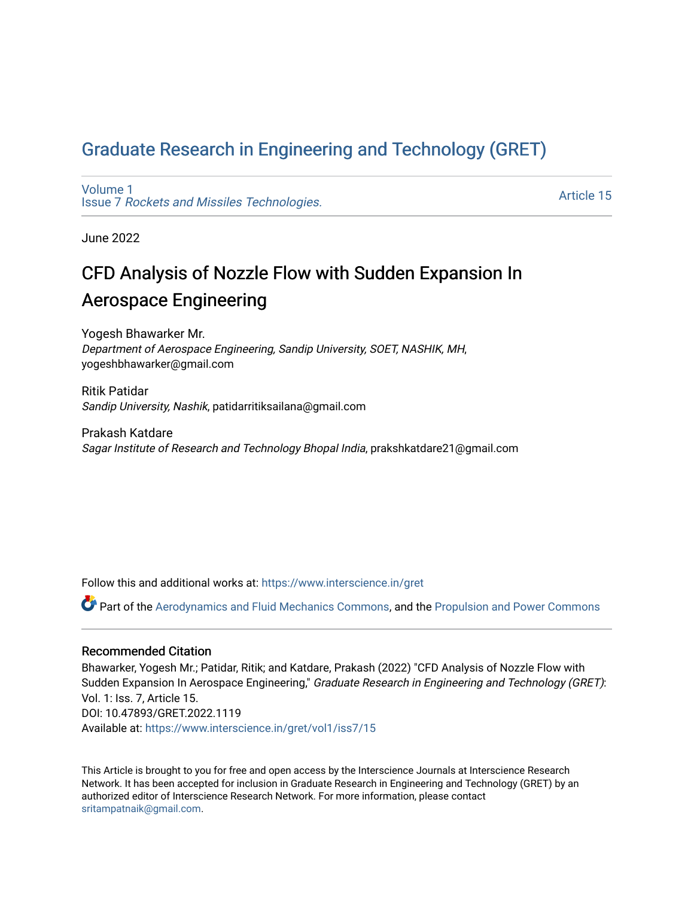# Graduate Research in Engineering and Technology (GRET)

Volume 1
Issue 7 *Rockets and Missiles Technologies.*

Article 15

June 2022

## CFD Analysis of Nozzle Flow with Sudden Expansion In Aerospace Engineering

Yogesh Bhawarker Mr.
*Department of Aerospace Engineering, Sandip University, SOET, NASHIK, MH*, yogeshbhawarker@gmail.com

Ritik Patidar
*Sandip University, Nashik*, patidarritiksailana@gmail.com

Prakash Katdare
*Sagar Institute of Research and Technology Bhopal India*, prakshkatdare21@gmail.com

Follow this and additional works at: https://www.interscience.in/gret

Part of the Aerodynamics and Fluid Mechanics Commons, and the Propulsion and Power Commons

### Recommended Citation

Bhawarker, Yogesh Mr.; Patidar, Ritik; and Katdare, Prakash (2022) "CFD Analysis of Nozzle Flow with Sudden Expansion In Aerospace Engineering," *Graduate Research in Engineering and Technology (GRET)*: Vol. 1: Iss. 7, Article 15.
DOI: 10.47893/GRET.2022.1119
Available at: https://www.interscience.in/gret/vol1/iss7/15

This Article is brought to you for free and open access by the Interscience Journals at Interscience Research Network. It has been accepted for inclusion in Graduate Research in Engineering and Technology (GRET) by an authorized editor of Interscience Research Network. For more information, please contact sritampatnaik@gmail.com.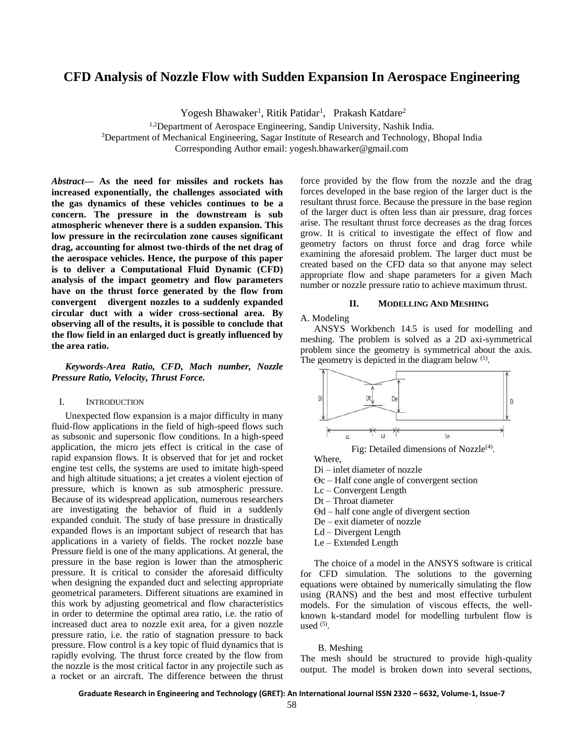# CFD Analysis of Nozzle Flow with Sudden Expansion In Aerospace Engineering

Yogesh Bhawaker[1], Ritik Patidar[1], Prakash Katdare[2]

[1,2]Department of Aerospace Engineering, Sandip University, Nashik India.
[3]Department of Mechanical Engineering, Sagar Institute of Research and Technology, Bhopal India
Corresponding Author email: yogesh.bhawarker@gmail.com

***Abstract*— As the need for missiles and rockets has increased exponentially, the challenges associated with the gas dynamics of these vehicles continues to be a concern. The pressure in the downstream is sub atmospheric whenever there is a sudden expansion. This low pressure in the recirculation zone causes significant drag, accounting for almost two-thirds of the net drag of the aerospace vehicles. Hence, the purpose of this paper is to deliver a Computational Fluid Dynamic (CFD) analysis of the impact geometry and flow parameters have on the thrust force generated by the flow from convergent divergent nozzles to a suddenly expanded circular duct with a wider cross-sectional area. By observing all of the results, it is possible to conclude that the flow field in an enlarged duct is greatly influenced by the area ratio.**

***Keywords-Area Ratio, CFD, Mach number, Nozzle Pressure Ratio, Velocity, Thrust Force.***

## I. INTRODUCTION

Unexpected flow expansion is a major difficulty in many fluid-flow applications in the field of high-speed flows such as subsonic and supersonic flow conditions. In a high-speed application, the micro jets effect is critical in the case of rapid expansion flows. It is observed that for jet and rocket engine test cells, the systems are used to imitate high-speed and high altitude situations; a jet creates a violent ejection of pressure, which is known as sub atmospheric pressure. Because of its widespread application, numerous researchers are investigating the behavior of fluid in a suddenly expanded conduit. The study of base pressure in drastically expanded flows is an important subject of research that has applications in a variety of fields. The rocket nozzle base Pressure field is one of the many applications. At general, the pressure in the base region is lower than the atmospheric pressure. It is critical to consider the aforesaid difficulty when designing the expanded duct and selecting appropriate geometrical parameters. Different situations are examined in this work by adjusting geometrical and flow characteristics in order to determine the optimal area ratio, i.e. the ratio of increased duct area to nozzle exit area, for a given nozzle pressure ratio, i.e. the ratio of stagnation pressure to back pressure. Flow control is a key topic of fluid dynamics that is rapidly evolving. The thrust force created by the flow from the nozzle is the most critical factor in any projectile such as a rocket or an aircraft. The difference between the thrust force provided by the flow from the nozzle and the drag forces developed in the base region of the larger duct is the resultant thrust force. Because the pressure in the base region of the larger duct is often less than air pressure, drag forces arise. The resultant thrust force decreases as the drag forces grow. It is critical to investigate the effect of flow and geometry factors on thrust force and drag force while examining the aforesaid problem. The larger duct must be created based on the CFD data so that anyone may select appropriate flow and shape parameters for a given Mach number or nozzle pressure ratio to achieve maximum thrust.

## II. MODELLING AND MESHING

### A. Modeling

ANSYS Workbench 14.5 is used for modelling and meshing. The problem is solved as a 2D axi-symmetrical problem since the geometry is symmetrical about the axis. The geometry is depicted in the diagram below [1].

Fig: Detailed dimensions of Nozzle[4].

Where,

- Di – inlet diameter of nozzle
- ϴc – Half cone angle of convergent section
- Lc – Convergent Length
- Dt – Throat diameter
- ϴd – half cone angle of divergent section
- De – exit diameter of nozzle
- Ld – Divergent Length
- Le – Extended Length

The choice of a model in the ANSYS software is critical for CFD simulation. The solutions to the governing equations were obtained by numerically simulating the flow using (RANS) and the best and most effective turbulent models. For the simulation of viscous effects, the well-known k-standard model for modelling turbulent flow is used [5].

### B. Meshing

The mesh should be structured to provide high-quality output. The model is broken down into several sections,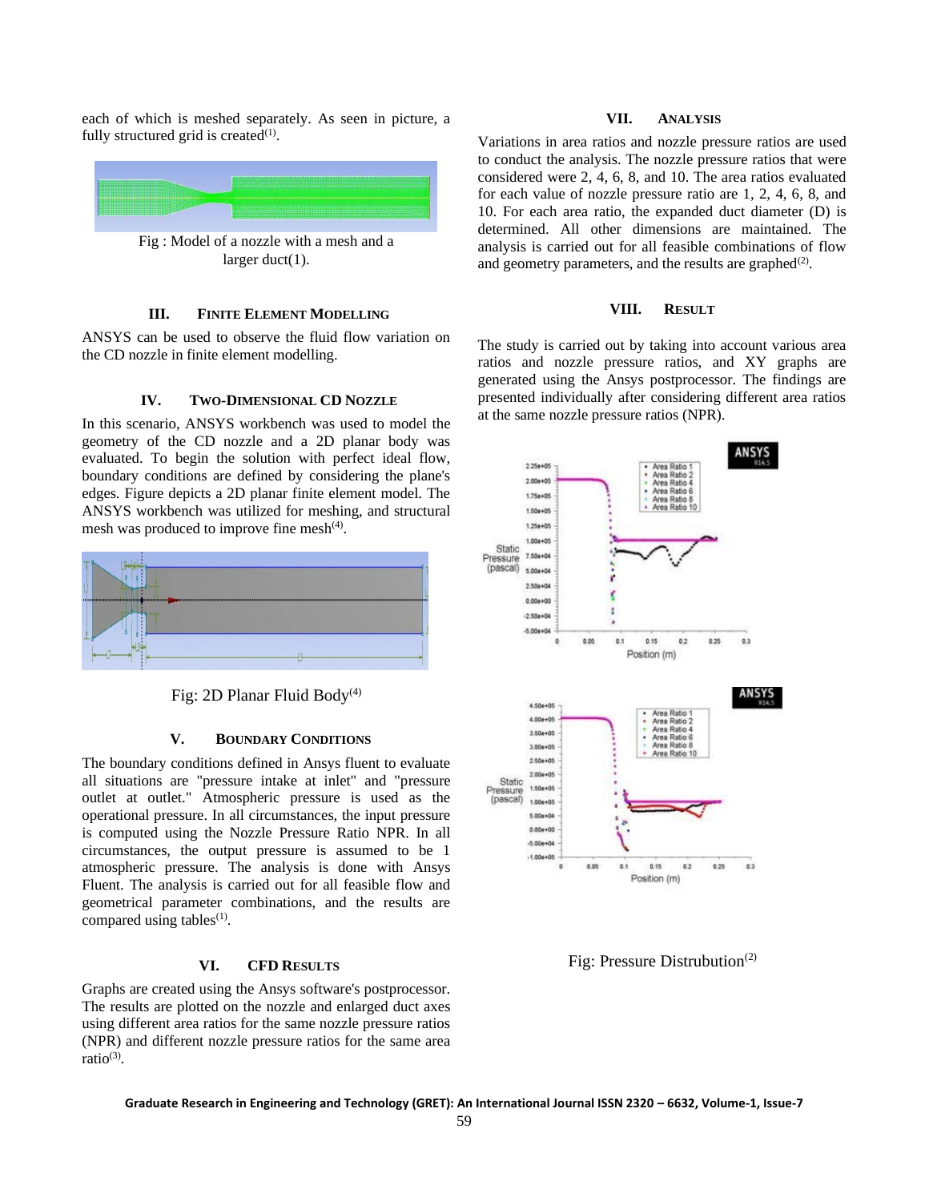each of which is meshed separately. As seen in picture, a fully structured grid is created[1].

Fig : Model of a nozzle with a mesh and a larger duct(1).

## III. Finite Element Modelling

ANSYS can be used to observe the fluid flow variation on the CD nozzle in finite element modelling.

## IV. Two-Dimensional CD Nozzle

In this scenario, ANSYS workbench was used to model the geometry of the CD nozzle and a 2D planar body was evaluated. To begin the solution with perfect ideal flow, boundary conditions are defined by considering the plane's edges. Figure depicts a 2D planar finite element model. The ANSYS workbench was utilized for meshing, and structural mesh was produced to improve fine mesh[4].

Fig: 2D Planar Fluid Body[4]

## V. Boundary Conditions

The boundary conditions defined in Ansys fluent to evaluate all situations are "pressure intake at inlet" and "pressure outlet at outlet." Atmospheric pressure is used as the operational pressure. In all circumstances, the input pressure is computed using the Nozzle Pressure Ratio NPR. In all circumstances, the output pressure is assumed to be 1 atmospheric pressure. The analysis is done with Ansys Fluent. The analysis is carried out for all feasible flow and geometrical parameter combinations, and the results are compared using tables[1].

## VI. CFD Results

Graphs are created using the Ansys software's postprocessor. The results are plotted on the nozzle and enlarged duct axes using different area ratios for the same nozzle pressure ratios (NPR) and different nozzle pressure ratios for the same area ratio[3].

## VII. Analysis

Variations in area ratios and nozzle pressure ratios are used to conduct the analysis. The nozzle pressure ratios that were considered were 2, 4, 6, 8, and 10. The area ratios evaluated for each value of nozzle pressure ratio are 1, 2, 4, 6, 8, and 10. For each area ratio, the expanded duct diameter (D) is determined. All other dimensions are maintained. The analysis is carried out for all feasible combinations of flow and geometry parameters, and the results are graphed[2].

## VIII. Result

The study is carried out by taking into account various area ratios and nozzle pressure ratios, and XY graphs are generated using the Ansys postprocessor. The findings are presented individually after considering different area ratios at the same nozzle pressure ratios (NPR).

Fig: Pressure Distrubution[2]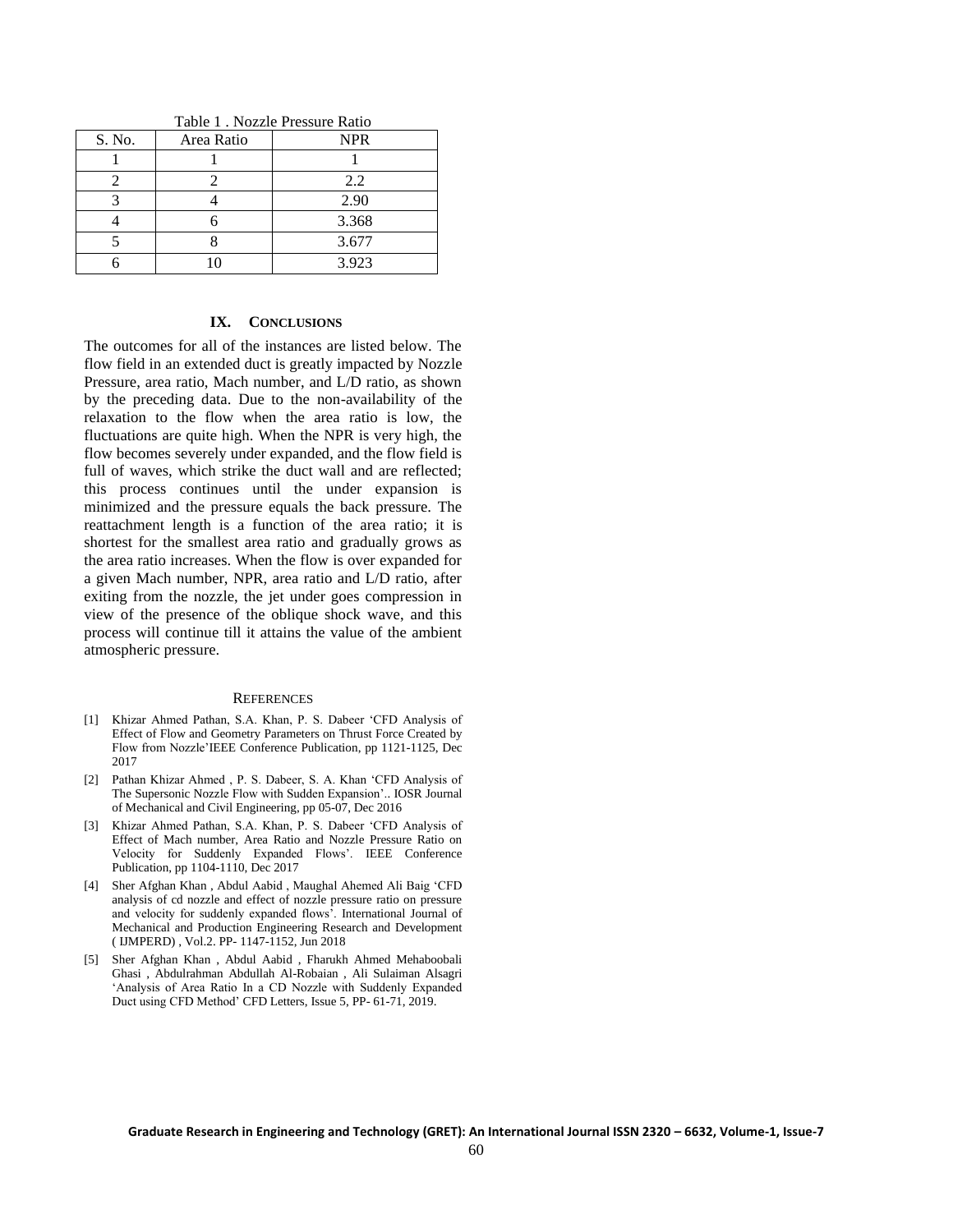Table 1 . Nozzle Pressure Ratio

| S. No. | Area Ratio | NPR |
|---|---|---|
| 1 | 1 | 1 |
| 2 | 2 | 2.2 |
| 3 | 4 | 2.90 |
| 4 | 6 | 3.368 |
| 5 | 8 | 3.677 |
| 6 | 10 | 3.923 |

## IX. CONCLUSIONS

The outcomes for all of the instances are listed below. The flow field in an extended duct is greatly impacted by Nozzle Pressure, area ratio, Mach number, and L/D ratio, as shown by the preceding data. Due to the non-availability of the relaxation to the flow when the area ratio is low, the fluctuations are quite high. When the NPR is very high, the flow becomes severely under expanded, and the flow field is full of waves, which strike the duct wall and are reflected; this process continues until the under expansion is minimized and the pressure equals the back pressure. The reattachment length is a function of the area ratio; it is shortest for the smallest area ratio and gradually grows as the area ratio increases. When the flow is over expanded for a given Mach number, NPR, area ratio and L/D ratio, after exiting from the nozzle, the jet under goes compression in view of the presence of the oblique shock wave, and this process will continue till it attains the value of the ambient atmospheric pressure.

## REFERENCES

[1] Khizar Ahmed Pathan, S.A. Khan, P. S. Dabeer 'CFD Analysis of Effect of Flow and Geometry Parameters on Thrust Force Created by Flow from Nozzle'IEEE Conference Publication, pp 1121-1125, Dec 2017

[2] Pathan Khizar Ahmed , P. S. Dabeer, S. A. Khan 'CFD Analysis of The Supersonic Nozzle Flow with Sudden Expansion'.. IOSR Journal of Mechanical and Civil Engineering, pp 05-07, Dec 2016

[3] Khizar Ahmed Pathan, S.A. Khan, P. S. Dabeer 'CFD Analysis of Effect of Mach number, Area Ratio and Nozzle Pressure Ratio on Velocity for Suddenly Expanded Flows'. IEEE Conference Publication, pp 1104-1110, Dec 2017

[4] Sher Afghan Khan , Abdul Aabid , Maughal Ahemed Ali Baig 'CFD analysis of cd nozzle and effect of nozzle pressure ratio on pressure and velocity for suddenly expanded flows'. International Journal of Mechanical and Production Engineering Research and Development ( IJMPERD) , Vol.2. PP- 1147-1152, Jun 2018

[5] Sher Afghan Khan , Abdul Aabid , Fharukh Ahmed Mehaboobali Ghasi , Abdulrahman Abdullah Al-Robaian , Ali Sulaiman Alsagri 'Analysis of Area Ratio In a CD Nozzle with Suddenly Expanded Duct using CFD Method' CFD Letters, Issue 5, PP- 61-71, 2019.